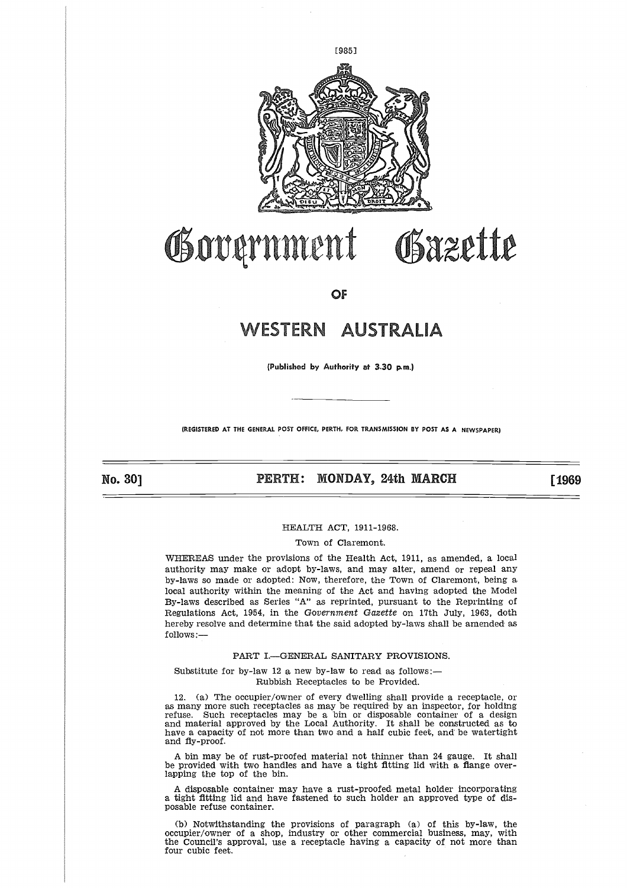# Government Gazette

## OF

# WESTERN AUSTRALIA

(Published by Authority at 3.30 p.m.)

(REGISTERED AT THE GENERAL POST OFFICE, PERTH, FOR TRANSMISSION BY POST AS A NEWSPAPER)

**No. 30] PERTH: MONDAY, 24th MARCH [1969**

HEALTH ACT, 1911-1968.

Town of Claremont.

WHEREAS under the provisions of the Health Act, 1911, as amended, a local authority may make or adopt by-laws, and may alter, amend or repeal any by-laws so made or adopted: Now, therefore, the Town of Claremont, being a local authority within the meaning of the Act and having adopted the Model By-laws described as Series "A" as reprinted, pursuant to the Reprinting of Regulations Act, 1954, in the *Government Gazette* on 17th July, 1963, doth hereby resolve and determine that the said adopted by-laws shall be amended as follows:—

PART I.—GENERAL SANITARY PROVISIONS.

Substitute for by-law 12 a new by-law to read as follows:—

Rubbish Receptacles to be Provided.

12. (a) The occupier/owner of every dwelling shall provide a receptacle, or as many more such receptacles as may be required by an inspector, for holding refuse. Such receptacles may be a bin or disposable container of a design and material approved by the Local Authority. It shall be constructed as to have a capacity of not more than two and a half cubic feet, and be watertight and fly-proof.

A bin may be of rust-proofed material not thinner than 24 gauge. It shall be provided with two handles and have a tight fitting lid with a flange overlapping the top of the bin.

A disposable container may have a rust-proofed metal holder incorporating a tight fitting lid and have fastened to such holder an approved type of disposable refuse container.

(b) Notwithstanding the provisions of paragraph (a) of this by-law, the occupier/owner of a shop, industry or other commercial business, may, with the Council's approval, use a receptacle having a capacity of not more than four cubic feet.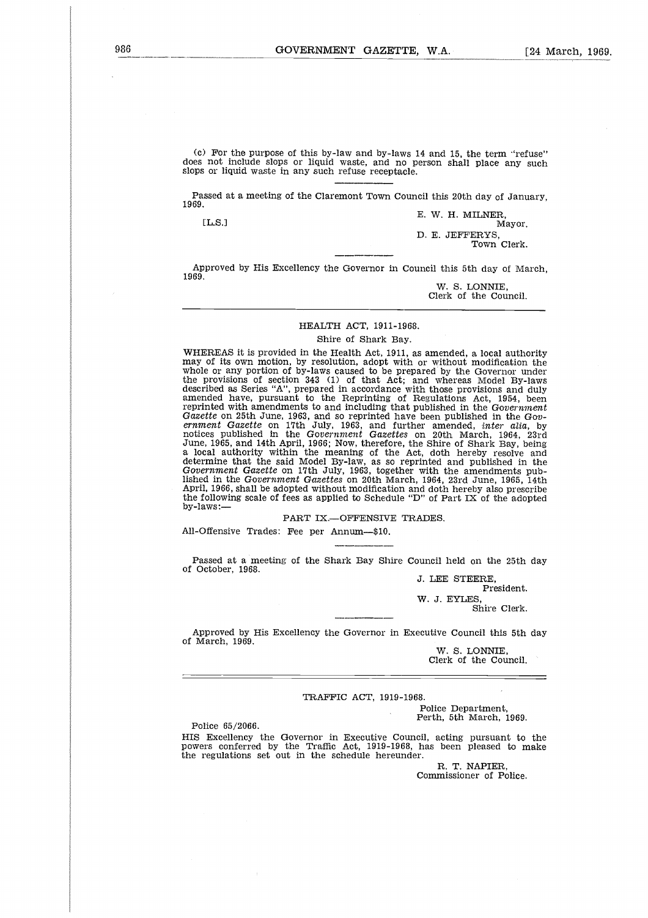(c) For the purpose of this by-law and by-laws 14 and 15, the term "refuse" does not include slops or liquid waste, and no person shall place any such slops or liquid waste in any such refuse receptacle.

---

Passed at a meeting of the Claremont Town Council this 20th day of January, 1969.

[L.S.]

E. W. H. MILNER,
Mayor.

D. E. JEFFERYS,
Town Clerk.

---

Approved by His Excellency the Governor in Council this 5th day of March, 1969.

W. S. LONNIE,
Clerk of the Council.

---

## HEALTH ACT, 1911-1968.

Shire of Shark Bay.

WHEREAS it is provided in the Health Act, 1911, as amended, a local authority may of its own motion, by resolution, adopt with or without modification the whole or any portion of by-laws caused to be prepared by the Governor under the provisions of section 343 (1) of that Act; and whereas Model By-laws described as Series "A", prepared in accordance with those provisions and duly amended have, pursuant to the Reprinting of Regulations Act, 1954, been reprinted with amendments to and including that published in the *Government Gazette* on 25th June, 1963, and so reprinted have been published in the *Government Gazette* on 17th July, 1963, and further amended, *inter alia*, by notices published in the *Government Gazettes* on 20th March, 1964, 23rd June, 1965, and 14th April, 1966; Now, therefore, the Shire of Shark Bay, being a local authority within the meaning of the Act, doth hereby resolve and determine that the said Model By-law, as so reprinted and published in the *Government Gazette* on 17th July, 1963, together with the amendments published in the *Government Gazettes* on 20th March, 1964, 23rd June, 1965, 14th April, 1966, shall be adopted without modification and doth hereby also prescribe the following scale of fees as applied to Schedule "D" of Part IX of the adopted by-laws:—

PART IX.—OFFENSIVE TRADES.

All-Offensive Trades: Fee per Annum—$10.

---

Passed at a meeting of the Shark Bay Shire Council held on the 25th day of October, 1968.

J. LEE STEERE,
President.

W. J. EYLES,
Shire Clerk.

---

Approved by His Excellency the Governor in Executive Council this 5th day of March, 1969.

W. S. LONNIE,
Clerk of the Council.

---

## TRAFFIC ACT, 1919-1968.

Police Department,
Perth, 5th March, 1969.

Police 65/2066.

HIS Excellency the Governor in Executive Council, acting pursuant to the powers conferred by the Traffic Act, 1919-1968, has been pleased to make the regulations set out in the schedule hereunder.

R. T. NAPIER,
Commissioner of Police.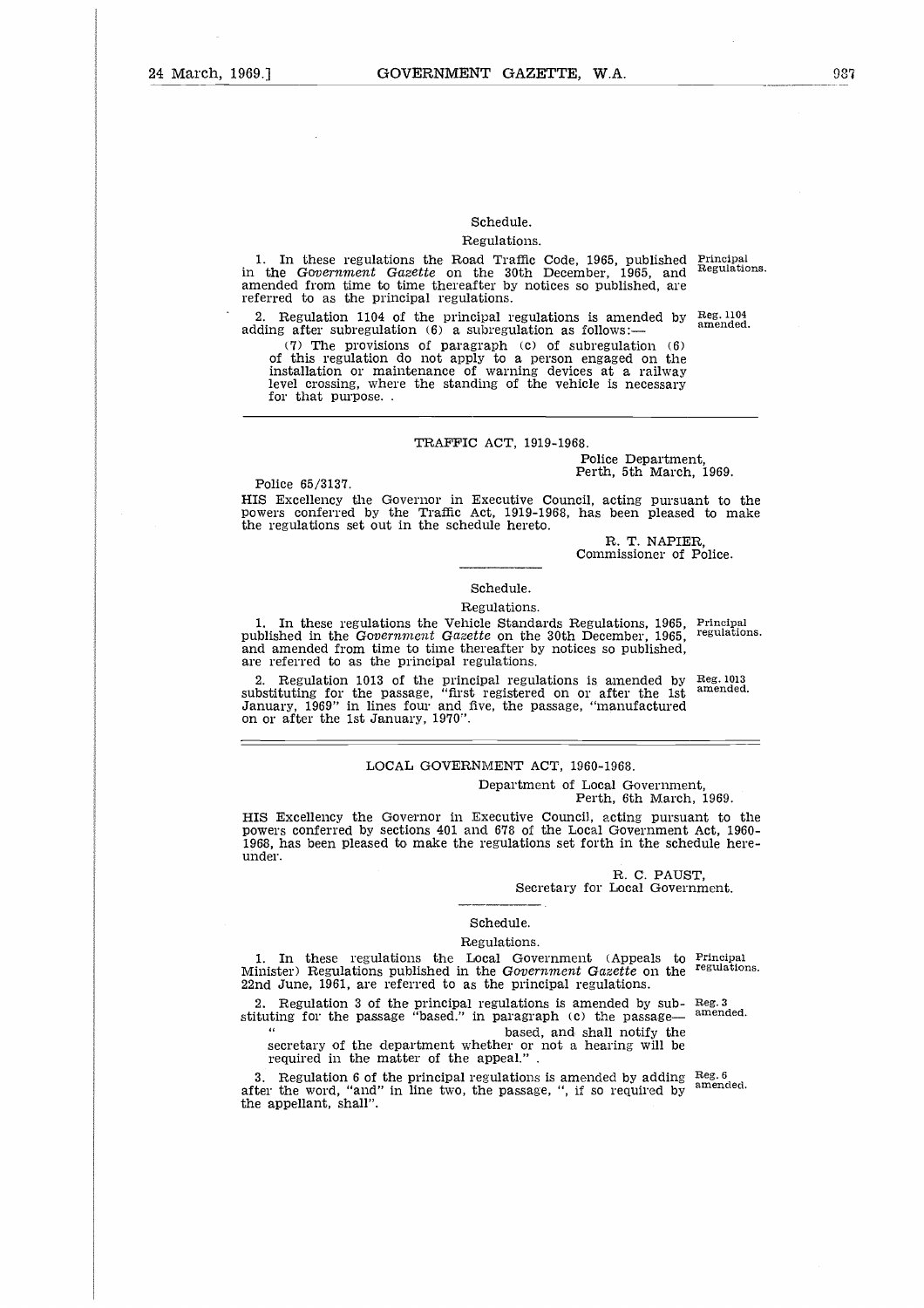Schedule.

Regulations.

1. In these regulations the Road Traffic Code, 1965, published in the *Government Gazette* on the 30th December, 1965, and amended from time to time thereafter by notices so published, are referred to as the principal regulations. Principal Regulations.

2. Regulation 1104 of the principal regulations is amended by adding after subregulation (6) a subregulation as follows:— Reg. 1104 amended.

(7) The provisions of paragraph (c) of subregulation (6) of this regulation do not apply to a person engaged on the installation or maintenance of warning devices at a railway level crossing, where the standing of the vehicle is necessary for that purpose. .

---

TRAFFIC ACT, 1919-1968.

Police Department,
Perth, 5th March, 1969.

Police 65/3137.

HIS Excellency the Governor in Executive Council, acting pursuant to the powers conferred by the Traffic Act, 1919-1968, has been pleased to make the regulations set out in the schedule hereto.

R. T. NAPIER,
Commissioner of Police.

---

Schedule.

Regulations.

1. In these regulations the Vehicle Standards Regulations, 1965, published in the *Government Gazette* on the 30th December, 1965, and amended from time to time thereafter by notices so published, are referred to as the principal regulations. Principal regulations.

2. Regulation 1013 of the principal regulations is amended by substituting for the passage, "first registered on or after the 1st January, 1969" in lines four and five, the passage, "manufactured on or after the 1st January, 1970". Reg. 1013 amended.

---

LOCAL GOVERNMENT ACT, 1960-1968.

Department of Local Government,
Perth, 6th March, 1969.

HIS Excellency the Governor in Executive Council, acting pursuant to the powers conferred by sections 401 and 678 of the Local Government Act, 1960-1968, has been pleased to make the regulations set forth in the schedule hereunder.

R. C. PAUST,
Secretary for Local Government.

---

Schedule.

Regulations.

1. In these regulations the Local Government (Appeals to Minister) Regulations published in the *Government Gazette* on the 22nd June, 1961, are referred to as the principal regulations. Principal regulations.

2. Regulation 3 of the principal regulations is amended by substituting for the passage "based." in paragraph (c) the passage— Reg. 3 amended.

" based, and shall notify the secretary of the department whether or not a hearing will be required in the matter of the appeal." .

3. Regulation 6 of the principal regulations is amended by adding after the word, "and" in line two, the passage, ", if so required by the appellant, shall". Reg. 6 amended.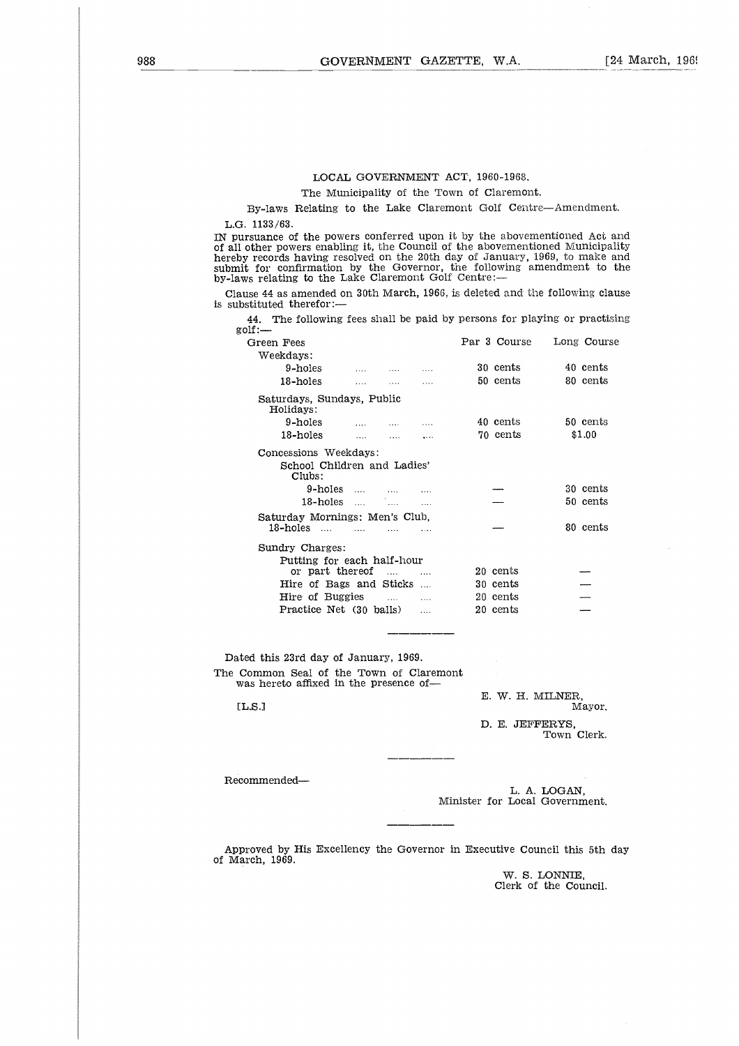LOCAL GOVERNMENT ACT, 1960-1968.

The Municipality of the Town of Claremont.

By-laws Relating to the Lake Claremont Golf Centre—Amendment.

L.G. 1133/63.

IN pursuance of the powers conferred upon it by the abovementioned Act and of all other powers enabling it, the Council of the abovementioned Municipality hereby records having resolved on the 20th day of January, 1969, to make and submit for confirmation by the Governor, the following amendment to the by-laws relating to the Lake Claremont Golf Centre:—

Clause 44 as amended on 30th March, 1966, is deleted and the following clause is substituted therefor:—

44. The following fees shall be paid by persons for playing or practising golf:—

| Green Fees | Par 3 Course | Long Course |
|---|---|---|
| Weekdays: | | |
| 9-holes .... .... .... | 30 cents | 40 cents |
| 18-holes .... .... .... | 50 cents | 80 cents |
| Saturdays, Sundays, Public Holidays: | | |
| 9-holes .... .... .... | 40 cents | 50 cents |
| 18-holes .... .... .... | 70 cents | $1.00 |
| Concessions Weekdays: | | |
| School Children and Ladies' Clubs: | | |
| 9-holes .... .... .... | — | 30 cents |
| 18-holes .... .... .... | — | 50 cents |
| Saturday Mornings: Men's Club, 18-holes .... .... .... .... | — | 80 cents |
| Sundry Charges: | | |
| Putting for each half-hour or part thereof .... .... | 20 cents | — |
| Hire of Bags and Sticks .... | 30 cents | — |
| Hire of Buggies .... .... | 20 cents | — |
| Practice Net (30 balls) .... | 20 cents | — |

---

Dated this 23rd day of January, 1969.

The Common Seal of the Town of Claremont was hereto affixed in the presence of—

[L.S.]

E. W. H. MILNER,
Mayor.

D. E. JEFFERYS,
Town Clerk.

---

Recommended—

L. A. LOGAN,
Minister for Local Government.

---

Approved by His Excellency the Governor in Executive Council this 5th day of March, 1969.

W. S. LONNIE,
Clerk of the Council.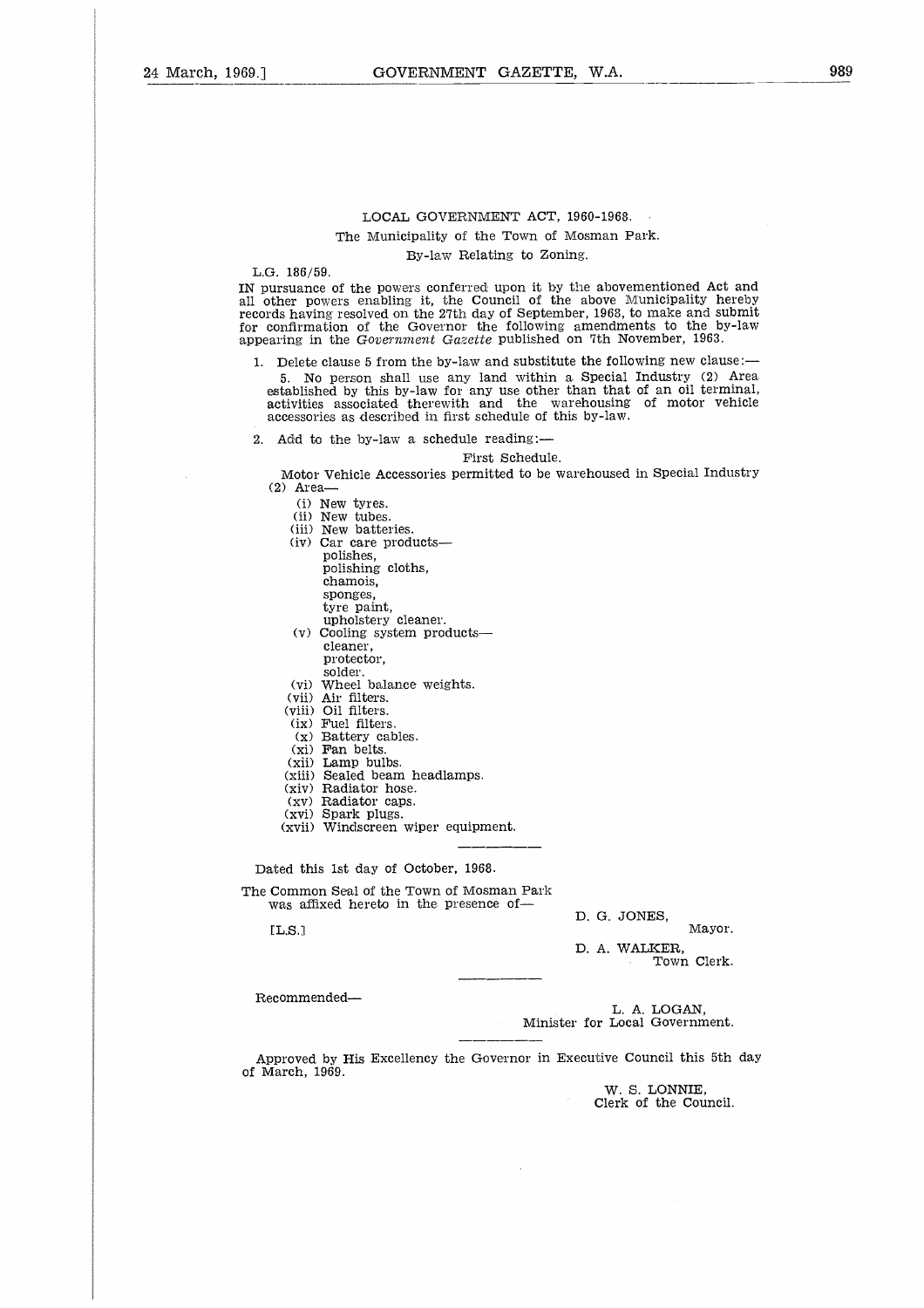LOCAL GOVERNMENT ACT, 1960-1968.

The Municipality of the Town of Mosman Park.

By-law Relating to Zoning.

L.G. 186/59.

IN pursuance of the powers conferred upon it by the abovementioned Act and all other powers enabling it, the Council of the above Municipality hereby records having resolved on the 27th day of September, 1968, to make and submit for confirmation of the Governor the following amendments to the by-law appearing in the *Government Gazette* published on 7th November, 1963.

1. Delete clause 5 from the by-law and substitute the following new clause:—

   5. No person shall use any land within a Special Industry (2) Area established by this by-law for any use other than that of an oil terminal, activities associated therewith and the warehousing of motor vehicle accessories as described in first schedule of this by-law.

2. Add to the by-law a schedule reading:—

First Schedule.

Motor Vehicle Accessories permitted to be warehoused in Special Industry (2) Area—

(i) New tyres.
(ii) New tubes.
(iii) New batteries.
(iv) Car care products—
   polishes,
   polishing cloths,
   chamois,
   sponges,
   tyre paint,
   upholstery cleaner.
(v) Cooling system products—
   cleaner,
   protector,
   solder.
(vi) Wheel balance weights.
(vii) Air filters.
(viii) Oil filters.
(ix) Fuel filters.
(x) Battery cables.
(xi) Fan belts.
(xii) Lamp bulbs.
(xiii) Sealed beam headlamps.
(xiv) Radiator hose.
(xv) Radiator caps.
(xvi) Spark plugs.
(xvii) Windscreen wiper equipment.

---

Dated this 1st day of October, 1968.

The Common Seal of the Town of Mosman Park was affixed hereto in the presence of—

[L.S.]

D. G. JONES,
Mayor.

D. A. WALKER,
Town Clerk.

---

Recommended—

L. A. LOGAN,
Minister for Local Government.

---

Approved by His Excellency the Governor in Executive Council this 5th day of March, 1969.

W. S. LONNIE,
Clerk of the Council.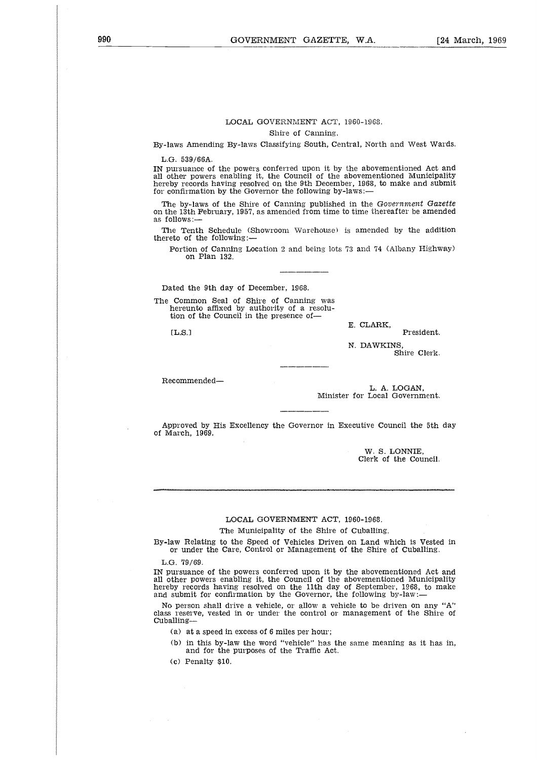## LOCAL GOVERNMENT ACT, 1960-1968.

Shire of Canning.

By-laws Amending By-laws Classifying South, Central, North and West Wards.

L.G. 539/66A.

IN pursuance of the powers conferred upon it by the abovementioned Act and all other powers enabling it, the Council of the abovementioned Municipality hereby records having resolved on the 9th December, 1968, to make and submit for confirmation by the Governor the following by-laws:—

The by-laws of the Shire of Canning published in the *Government Gazette* on the 13th February, 1957, as amended from time to time thereafter be amended as follows:—

The Tenth Schedule (Showroom Warehouse) is amended by the addition thereto of the following:—

Portion of Canning Location 2 and being lots 73 and 74 (Albany Highway) on Plan 132.

---

Dated the 9th day of December, 1968.

The Common Seal of Shire of Canning was hereunto affixed by authority of a resolution of the Council in the presence of—

[L.S.]

E. CLARK,
President.

N. DAWKINS,
Shire Clerk.

---

Recommended—

L. A. LOGAN,
Minister for Local Government.

---

Approved by His Excellency the Governor in Executive Council the 5th day of March, 1969.

W. S. LONNIE,
Clerk of the Council.

---

## LOCAL GOVERNMENT ACT, 1960-1968.

The Municipality of the Shire of Cuballing.

By-law Relating to the Speed of Vehicles Driven on Land which is Vested in or under the Care, Control or Management of the Shire of Cuballing.

L.G. 79/69.

IN pursuance of the powers conferred upon it by the abovementioned Act and all other powers enabling it, the Council of the abovementioned Municipality hereby records having resolved on the 11th day of September, 1968, to make and submit for confirmation by the Governor, the following by-law:—

No person shall drive a vehicle, or allow a vehicle to be driven on any "A" class reserve, vested in or under the control or management of the Shire of Cuballing—

(a) at a speed in excess of 6 miles per hour;

(b) in this by-law the word "vehicle" has the same meaning as it has in, and for the purposes of the Traffic Act.

(c) Penalty $10.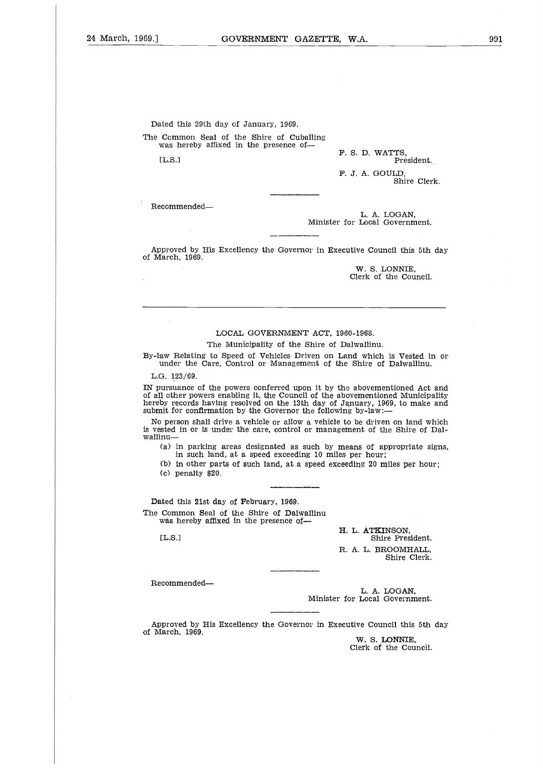Dated this 29th day of January, 1969.

The Common Seal of the Shire of Cuballing was hereby affixed in the presence of—

[L.S.]

F. S. D. WATTS,
President.

F. J. A. GOULD,
Shire Clerk.

---

Recommended—

L. A. LOGAN,
Minister for Local Government.

---

Approved by His Excellency the Governor in Executive Council this 5th day of March, 1969.

W. S. LONNIE,
Clerk of the Council.

---

LOCAL GOVERNMENT ACT, 1960-1968.

The Municipality of the Shire of Dalwallinu.

By-law Relating to Speed of Vehicles Driven on Land which is Vested in or under the Care, Control or Management of the Shire of Dalwallinu.

L.G. 123/69.

IN pursuance of the powers conferred upon it by the abovementioned Act and of all other powers enabling it, the Council of the abovementioned Municipality hereby records having resolved on the 13th day of January, 1969, to make and submit for confirmation by the Governor the following by-law:—

No person shall drive a vehicle or allow a vehicle to be driven on land which is vested in or is under the care, control or management of the Shire of Dalwallinu—

(a) in parking areas designated as such by means of appropriate signs, in such land, at a speed exceeding 10 miles per hour;

(b) in other parts of such land, at a speed exceeding 20 miles per hour;

(c) penalty $20.

---

Dated this 21st day of February, 1969.

The Common Seal of the Shire of Dalwallinu was hereby affixed in the presence of—

[L.S.]

H. L. ATKINSON,
Shire President.

R. A. L. BROOMHALL,
Shire Clerk.

---

Recommended—

L. A. LOGAN,
Minister for Local Government.

---

Approved by His Excellency the Governor in Executive Council this 5th day of March, 1969.

W. S. LONNIE,
Clerk of the Council.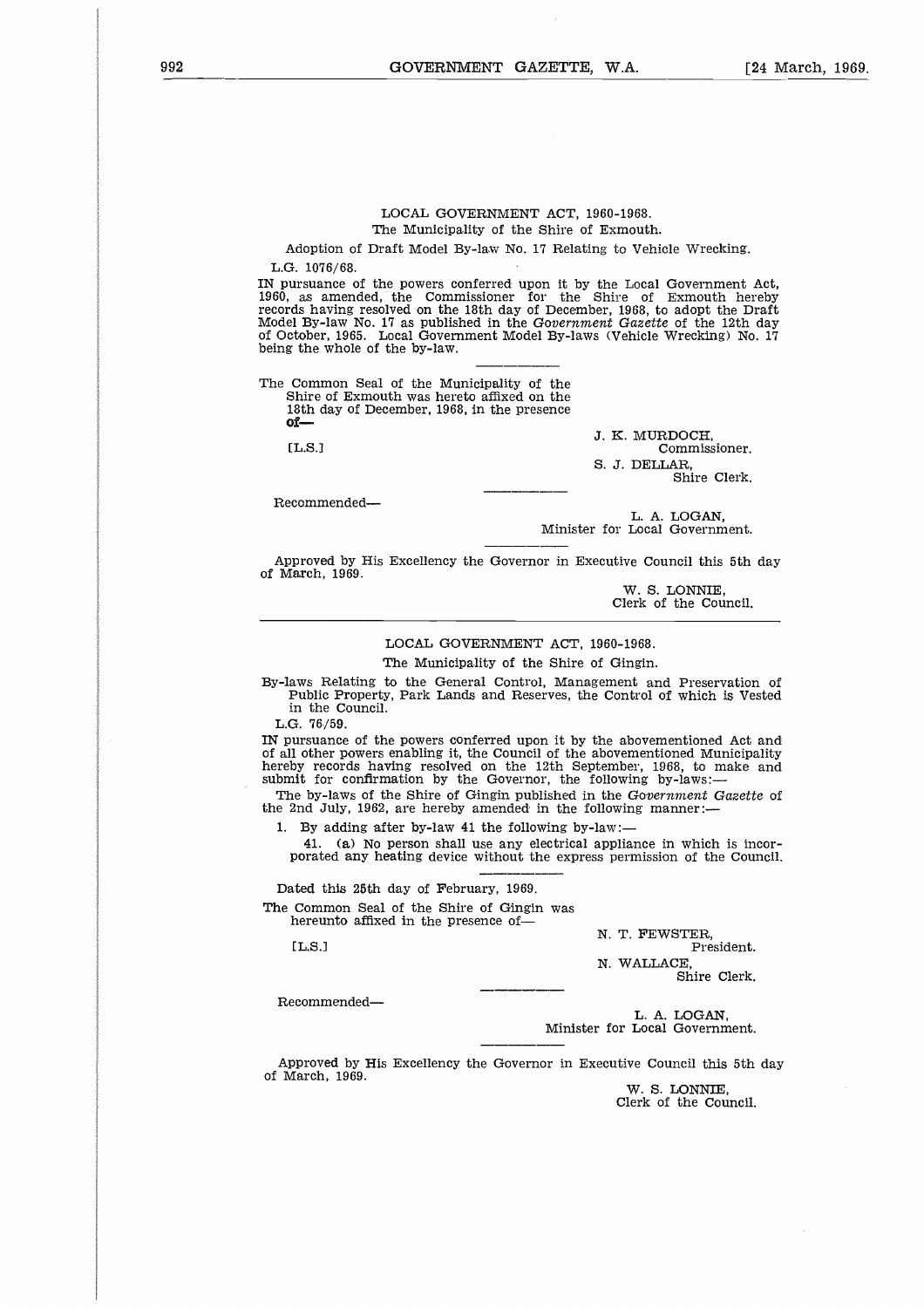LOCAL GOVERNMENT ACT, 1960-1968.

The Municipality of the Shire of Exmouth.

Adoption of Draft Model By-law No. 17 Relating to Vehicle Wrecking.

L.G. 1076/68.

IN pursuance of the powers conferred upon it by the Local Government Act, 1960, as amended, the Commissioner for the Shire of Exmouth hereby records having resolved on the 18th day of December, 1968, to adopt the Draft Model By-law No. 17 as published in the *Government Gazette* of the 12th day of October, 1965. Local Government Model By-laws (Vehicle Wrecking) No. 17 being the whole of the by-law.

---

The Common Seal of the Municipality of the Shire of Exmouth was hereto affixed on the 18th day of December, 1968, in the presence of—

[L.S.]

J. K. MURDOCH,
Commissioner.

S. J. DELLAR,
Shire Clerk.

---

Recommended—

L. A. LOGAN,
Minister for Local Government.

---

Approved by His Excellency the Governor in Executive Council this 5th day of March, 1969.

W. S. LONNIE,
Clerk of the Council.

---

LOCAL GOVERNMENT ACT, 1960-1968.

The Municipality of the Shire of Gingin.

By-laws Relating to the General Control, Management and Preservation of Public Property, Park Lands and Reserves, the Control of which is Vested in the Council.

L.G. 76/59.

IN pursuance of the powers conferred upon it by the abovementioned Act and of all other powers enabling it, the Council of the abovementioned Municipality hereby records having resolved on the 12th September, 1968, to make and submit for confirmation by the Governor, the following by-laws:—

The by-laws of the Shire of Gingin published in the *Government Gazette* of the 2nd July, 1962, are hereby amended in the following manner:—

1. By adding after by-law 41 the following by-law:—

41. (a) No person shall use any electrical appliance in which is incorporated any heating device without the express permission of the Council.

---

Dated this 25th day of February, 1969.

The Common Seal of the Shire of Gingin was hereunto affixed in the presence of—

[L.S.]

N. T. FEWSTER,
President.

N. WALLACE,
Shire Clerk.

---

Recommended—

L. A. LOGAN,
Minister for Local Government.

---

Approved by His Excellency the Governor in Executive Council this 5th day of March, 1969.

W. S. LONNIE,
Clerk of the Council.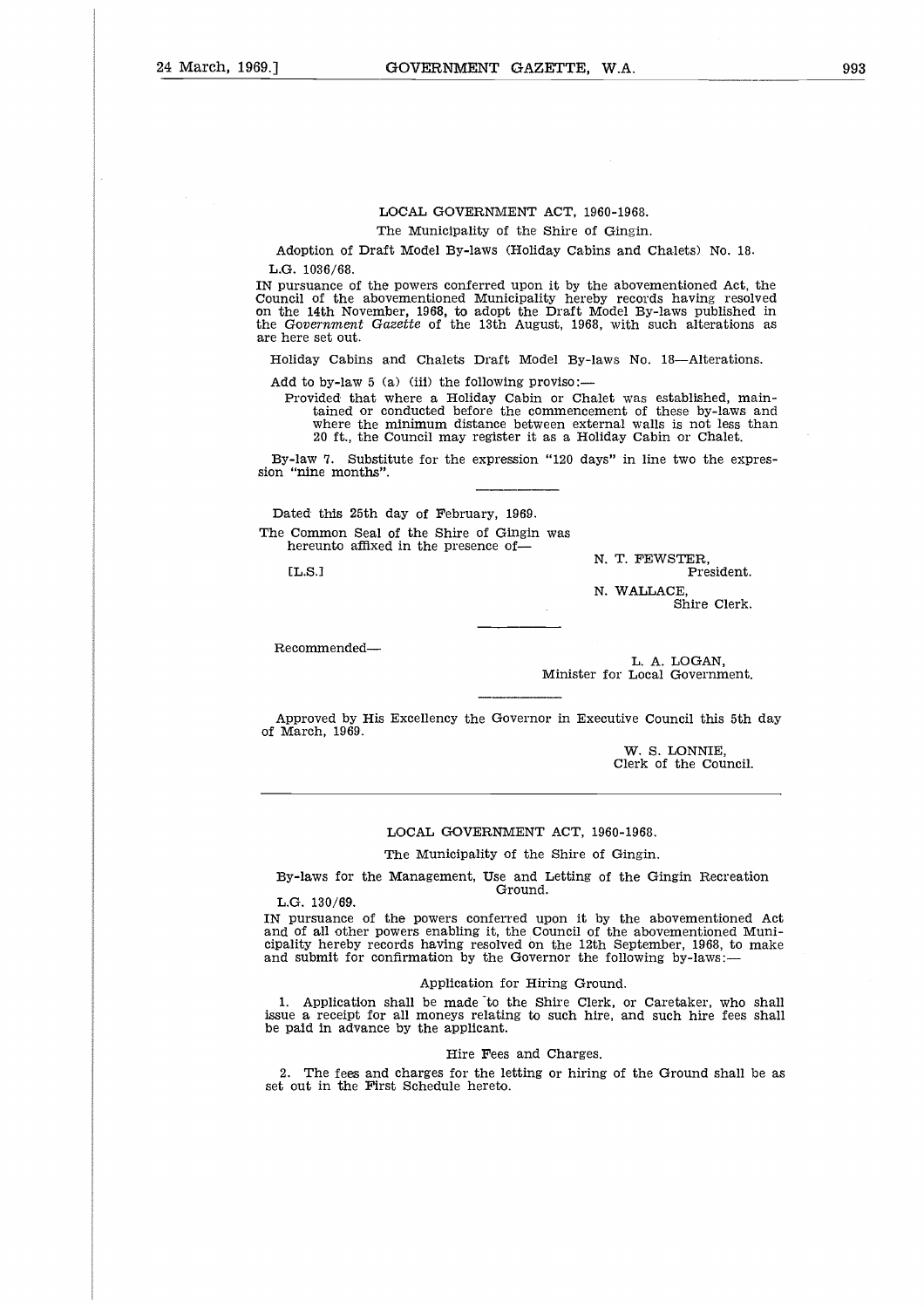LOCAL GOVERNMENT ACT, 1960-1968.

The Municipality of the Shire of Gingin.

Adoption of Draft Model By-laws (Holiday Cabins and Chalets) No. 18.

L.G. 1036/68.

IN pursuance of the powers conferred upon it by the abovementioned Act, the Council of the abovementioned Municipality hereby records having resolved on the 14th November, 1968, to adopt the Draft Model By-laws published in the *Government Gazette* of the 13th August, 1968, with such alterations as are here set out.

Holiday Cabins and Chalets Draft Model By-laws No. 18—Alterations.

Add to by-law 5 (a) (iii) the following proviso:—

Provided that where a Holiday Cabin or Chalet was established, maintained or conducted before the commencement of these by-laws and where the minimum distance between external walls is not less than 20 ft., the Council may register it as a Holiday Cabin or Chalet.

By-law 7. Substitute for the expression "120 days" in line two the expression "nine months".

---

Dated this 25th day of February, 1969.

The Common Seal of the Shire of Gingin was hereunto affixed in the presence of—

[L.S.]

N. T. FEWSTER,
President.

N. WALLACE,
Shire Clerk.

---

Recommended—

L. A. LOGAN,
Minister for Local Government.

---

Approved by His Excellency the Governor in Executive Council this 5th day of March, 1969.

W. S. LONNIE,
Clerk of the Council.

---

LOCAL GOVERNMENT ACT, 1960-1968.

The Municipality of the Shire of Gingin.

By-laws for the Management, Use and Letting of the Gingin Recreation Ground.

L.G. 130/69.

IN pursuance of the powers conferred upon it by the abovementioned Act and of all other powers enabling it, the Council of the abovementioned Municipality hereby records having resolved on the 12th September, 1968, to make and submit for confirmation by the Governor the following by-laws:—

Application for Hiring Ground.

1. Application shall be made to the Shire Clerk, or Caretaker, who shall issue a receipt for all moneys relating to such hire, and such hire fees shall be paid in advance by the applicant.

Hire Fees and Charges.

2. The fees and charges for the letting or hiring of the Ground shall be as set out in the First Schedule hereto.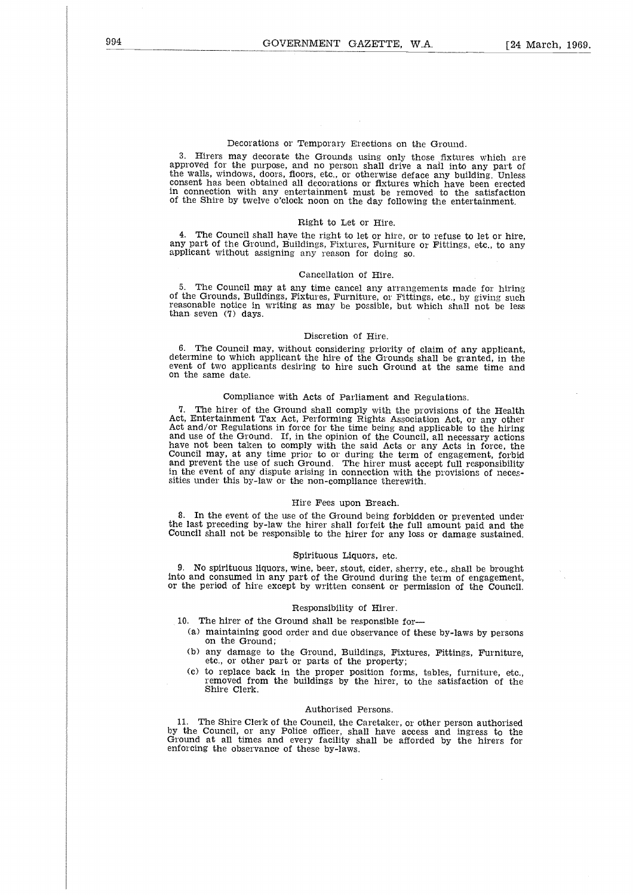### Decorations or Temporary Erections on the Ground.

3. Hirers may decorate the Grounds using only those fixtures which are approved for the purpose, and no person shall drive a nail into any part of the walls, windows, doors, floors, etc., or otherwise deface any building. Unless consent has been obtained all decorations or fixtures which have been erected in connection with any entertainment must be removed to the satisfaction of the Shire by twelve o'clock noon on the day following the entertainment.

### Right to Let or Hire.

4. The Council shall have the right to let or hire, or to refuse to let or hire, any part of the Ground, Buildings, Fixtures, Furniture or Fittings, etc., to any applicant without assigning any reason for doing so.

### Cancellation of Hire.

5. The Council may at any time cancel any arrangements made for hiring of the Grounds, Buildings, Fixtures, Furniture, or Fittings, etc., by giving such reasonable notice in writing as may be possible, but which shall not be less than seven (7) days.

### Discretion of Hire.

6. The Council may, without considering priority of claim of any applicant, determine to which applicant the hire of the Grounds shall be granted, in the event of two applicants desiring to hire such Ground at the same time and on the same date.

### Compliance with Acts of Parliament and Regulations.

7. The hirer of the Ground shall comply with the provisions of the Health Act, Entertainment Tax Act, Performing Rights Association Act, or any other Act and/or Regulations in force for the time being and applicable to the hiring and use of the Ground. If, in the opinion of the Council, all necessary actions have not been taken to comply with the said Acts or any Acts in force, the Council may, at any time prior to or during the term of engagement, forbid and prevent the use of such Ground. The hirer must accept full responsibility in the event of any dispute arising in connection with the provisions of necessities under this by-law or the non-compliance therewith.

### Hire Fees upon Breach.

8. In the event of the use of the Ground being forbidden or prevented under the last preceding by-law the hirer shall forfeit the full amount paid and the Council shall not be responsible to the hirer for any loss or damage sustained.

### Spirituous Liquors, etc.

9. No spirituous liquors, wine, beer, stout, cider, sherry, etc., shall be brought into and consumed in any part of the Ground during the term of engagement, or the period of hire except by written consent or permission of the Council.

### Responsibility of Hirer.

10. The hirer of the Ground shall be responsible for—

(a) maintaining good order and due observance of these by-laws by persons on the Ground;

(b) any damage to the Ground, Buildings, Fixtures, Fittings, Furniture, etc., or other part or parts of the property;

(c) to replace back in the proper position forms, tables, furniture, etc., removed from the buildings by the hirer, to the satisfaction of the Shire Clerk.

### Authorised Persons.

11. The Shire Clerk of the Council, the Caretaker, or other person authorised by the Council, or any Police officer, shall have access and ingress to the Ground at all times and every facility shall be afforded by the hirers for enforcing the observance of these by-laws.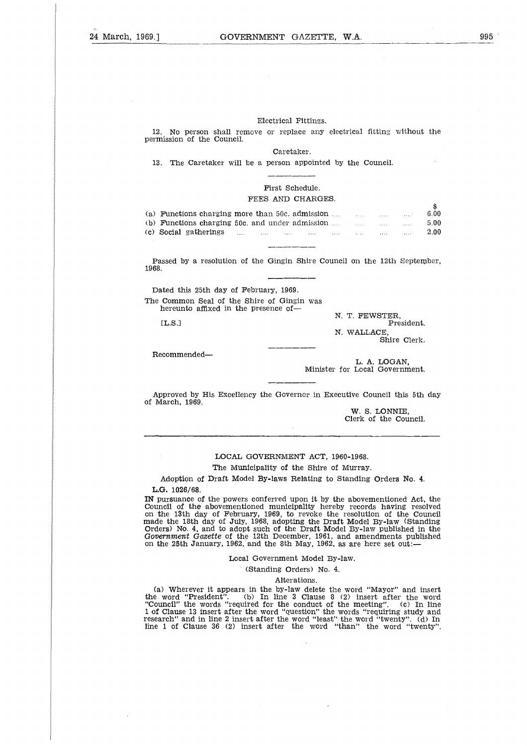Electrical Fittings.

12. No person shall remove or replace any electrical fitting without the permission of the Council.

Caretaker.

13. The Caretaker will be a person appointed by the Council.

First Schedule.

FEES AND CHARGES.

| | $ |
|---|---|
| (a) Functions charging more than 50c. admission | 6.00 |
| (b) Functions charging 50c. and under admission | 5.00 |
| (c) Social gatherings | 2.00 |

Passed by a resolution of the Gingin Shire Council on the 12th September, 1968.

Dated this 25th day of February, 1969.

The Common Seal of the Shire of Gingin was hereunto affixed in the presence of—

[L.S.]

N. T. FEWSTER,
President.

N. WALLACE,
Shire Clerk.

Recommended—

L. A. LOGAN,
Minister for Local Government.

Approved by His Excellency the Governor in Executive Council this 5th day of March, 1969.

W. S. LONNIE,
Clerk of the Council.

---

LOCAL GOVERNMENT ACT, 1960-1968.

The Municipality of the Shire of Murray.

Adoption of Draft Model By-laws Relating to Standing Orders No. 4.

L.G. 1026/68.

IN pursuance of the powers conferred upon it by the abovementioned Act, the Council of the abovementioned municipality hereby records having resolved on the 13th day of February, 1969, to revoke the resolution of the Council made the 18th day of July, 1968, adopting the Draft Model By-law (Standing Orders) No. 4, and to adopt such of the Draft Model By-law published in the *Government Gazette* of the 12th December, 1961, and amendments published on the 25th January, 1962, and the 8th May, 1962, as are here set out:—

Local Government Model By-law.

(Standing Orders) No. 4.

Alterations.

(a) Wherever it appears in the by-law delete the word "Mayor" and insert the word "President". (b) In line 3 Clause 8 (2) insert after the word "Council" the words "required for the conduct of the meeting". (c) In line 1 of Clause 13 insert after the word "question" the words "requiring study and research" and in line 2 insert after the word "least" the word "twenty". (d) In line 1 of Clause 36 (2) insert after the word "than" the word "twenty".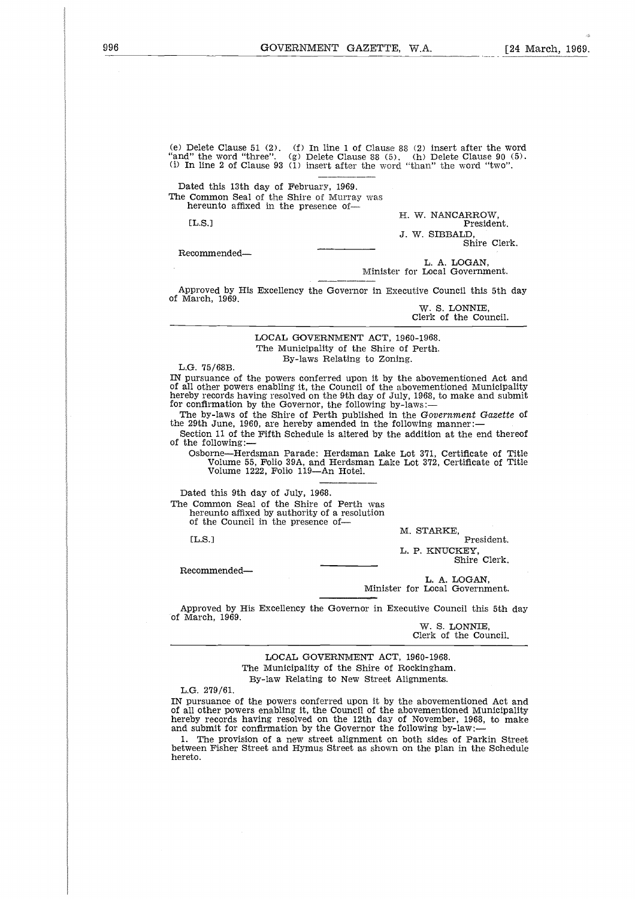(e) Delete Clause 51 (2). (f) In line 1 of Clause 88 (2) insert after the word "and" the word "three". (g) Delete Clause 88 (5). (h) Delete Clause 90 (5). (i) In line 2 of Clause 93 (1) insert after the word "than" the word "two".

Dated this 13th day of February, 1969.

The Common Seal of the Shire of Murray was hereunto affixed in the presence of—

[L.S.]

H. W. NANCARROW,
President.

J. W. SIBBALD,
Shire Clerk.

Recommended—

L. A. LOGAN,
Minister for Local Government.

Approved by His Excellency the Governor in Executive Council this 5th day of March, 1969.

W. S. LONNIE,
Clerk of the Council.

---

## LOCAL GOVERNMENT ACT, 1960-1968.

The Municipality of the Shire of Perth.

By-laws Relating to Zoning.

L.G. 75/68B.

IN pursuance of the powers conferred upon it by the abovementioned Act and of all other powers enabling it, the Council of the abovementioned Municipality hereby records having resolved on the 9th day of July, 1968, to make and submit for confirmation by the Governor, the following by-laws:—

The by-laws of the Shire of Perth published in the *Government Gazette* of the 29th June, 1960, are hereby amended in the following manner:—

Section 11 of the Fifth Schedule is altered by the addition at the end thereof of the following:—

Osborne—Herdsman Parade: Herdsman Lake Lot 371, Certificate of Title Volume 55, Folio 39A, and Herdsman Lake Lot 372, Certificate of Title Volume 1222, Folio 119—An Hotel.

Dated this 9th day of July, 1968.

The Common Seal of the Shire of Perth was hereunto affixed by authority of a resolution of the Council in the presence of—

[L.S.]

M. STARKE,
President.

L. P. KNUCKEY,
Shire Clerk.

Recommended—

L. A. LOGAN,
Minister for Local Government.

Approved by His Excellency the Governor in Executive Council this 5th day of March, 1969.

W. S. LONNIE,
Clerk of the Council.

---

## LOCAL GOVERNMENT ACT, 1960-1968.

The Municipality of the Shire of Rockingham.

By-law Relating to New Street Alignments.

L.G. 279/61.

IN pursuance of the powers conferred upon it by the abovementioned Act and of all other powers enabling it, the Council of the abovementioned Municipality hereby records having resolved on the 12th day of November, 1968, to make and submit for confirmation by the Governor the following by-law:—

1. The provision of a new street alignment on both sides of Parkin Street between Fisher Street and Hymus Street as shown on the plan in the Schedule hereto.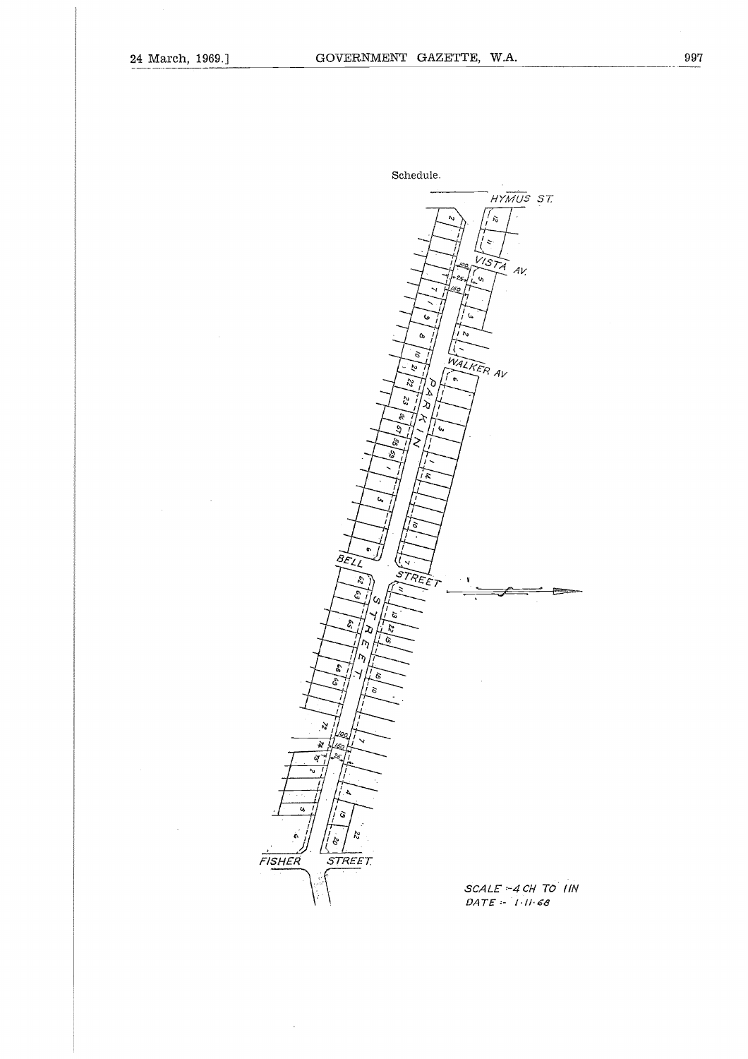Schedule.

HYMUS ST.

VISTA AV.

WALKER AV

PARKIN

BELL STREET

STREET

FISHER STREET

SCALE :- 4 CH TO 1 IN
DATE :- 1·11·68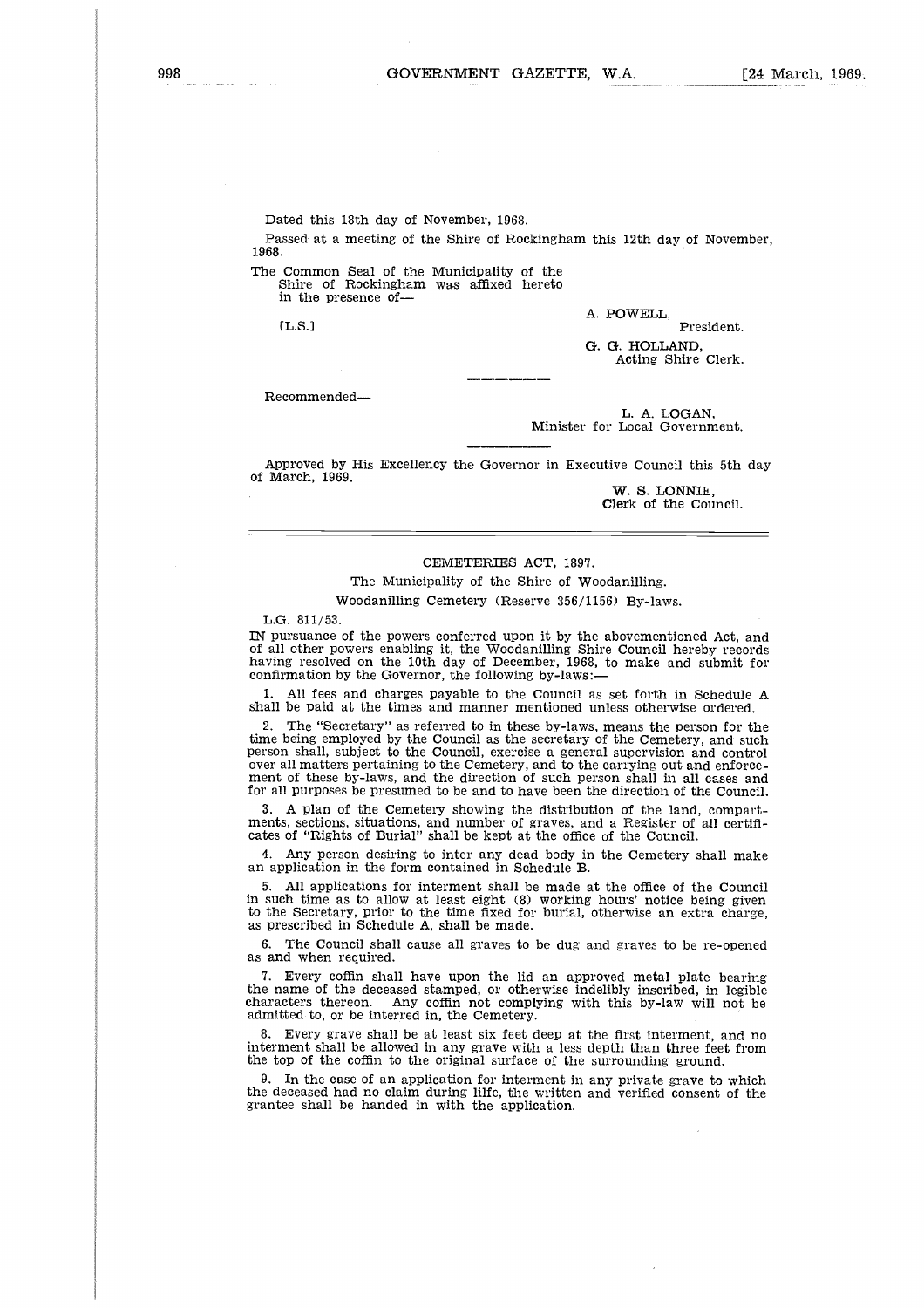Dated this 18th day of November, 1968.

Passed at a meeting of the Shire of Rockingham this 12th day of November, 1968.

The Common Seal of the Municipality of the Shire of Rockingham was affixed hereto in the presence of—

[L.S.]

A. POWELL,
President.

G. G. HOLLAND,
Acting Shire Clerk.

---

Recommended—

L. A. LOGAN,
Minister for Local Government.

---

Approved by His Excellency the Governor in Executive Council this 5th day of March, 1969.

W. S. LONNIE,
Clerk of the Council.

---

CEMETERIES ACT, 1897.

The Municipality of the Shire of Woodanilling.

Woodanilling Cemetery (Reserve 356/1156) By-laws.

L.G. 811/53.

IN pursuance of the powers conferred upon it by the abovementioned Act, and of all other powers enabling it, the Woodanilling Shire Council hereby records having resolved on the 10th day of December, 1968, to make and submit for confirmation by the Governor, the following by-laws:—

1. All fees and charges payable to the Council as set forth in Schedule A shall be paid at the times and manner mentioned unless otherwise ordered.

2. The "Secretary" as referred to in these by-laws, means the person for the time being employed by the Council as the secretary of the Cemetery, and such person shall, subject to the Council, exercise a general supervision and control over all matters pertaining to the Cemetery, and to the carrying out and enforcement of these by-laws, and the direction of such person shall in all cases and for all purposes be presumed to be and to have been the direction of the Council.

3. A plan of the Cemetery showing the distribution of the land, compartments, sections, situations, and number of graves, and a Register of all certificates of "Rights of Burial" shall be kept at the office of the Council.

4. Any person desiring to inter any dead body in the Cemetery shall make an application in the form contained in Schedule B.

5. All applications for interment shall be made at the office of the Council in such time as to allow at least eight (8) working hours' notice being given to the Secretary, prior to the time fixed for burial, otherwise an extra charge, as prescribed in Schedule A, shall be made.

6. The Council shall cause all graves to be dug and graves to be re-opened as and when required.

7. Every coffin shall have upon the lid an approved metal plate bearing the name of the deceased stamped, or otherwise indelibly inscribed, in legible characters thereon. Any coffin not complying with this by-law will not be admitted to, or be interred in, the Cemetery.

8. Every grave shall be at least six feet deep at the first interment, and no interment shall be allowed in any grave with a less depth than three feet from the top of the coffin to the original surface of the surrounding ground.

9. In the case of an application for interment in any private grave to which the deceased had no claim during life, the written and verified consent of the grantee shall be handed in with the application.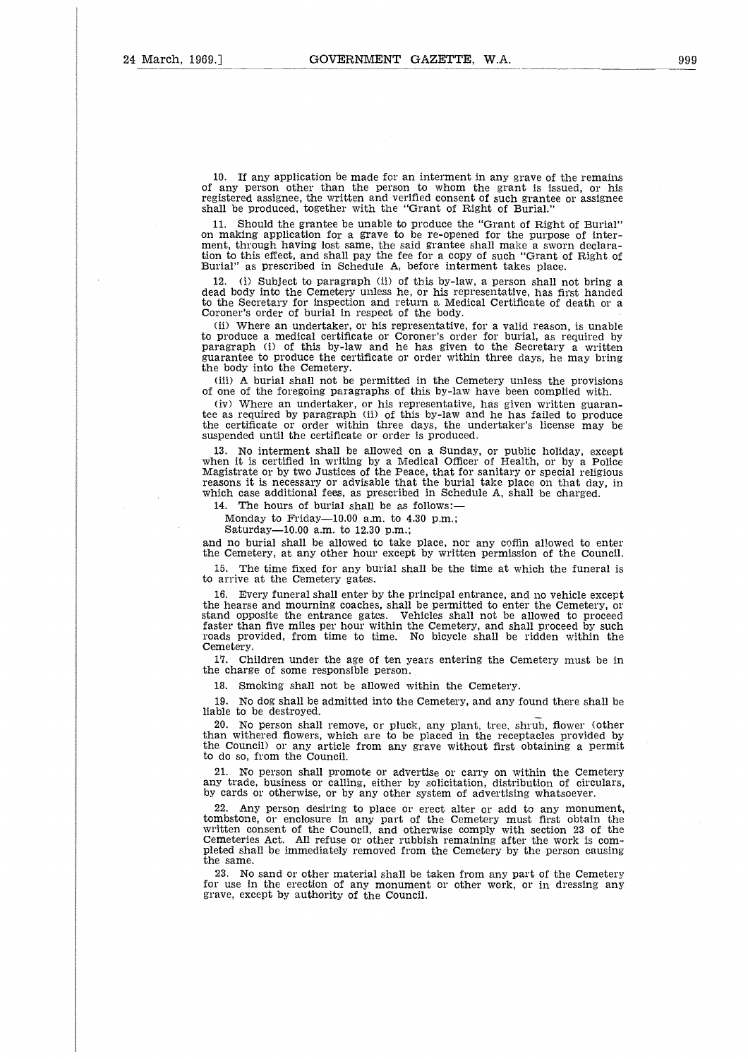10. If any application be made for an interment in any grave of the remains of any person other than the person to whom the grant is issued, or his registered assignee, the written and verified consent of such grantee or assignee shall be produced, together with the "Grant of Right of Burial."

11. Should the grantee be unable to produce the "Grant of Right of Burial" on making application for a grave to be re-opened for the purpose of interment, through having lost same, the said grantee shall make a sworn declaration to this effect, and shall pay the fee for a copy of such "Grant of Right of Burial" as prescribed in Schedule A, before interment takes place.

12. (i) Subject to paragraph (ii) of this by-law, a person shall not bring a dead body into the Cemetery unless he, or his representative, has first handed to the Secretary for inspection and return a Medical Certificate of death or a Coroner's order of burial in respect of the body.

(ii) Where an undertaker, or his representative, for a valid reason, is unable to produce a medical certificate or Coroner's order for burial, as required by paragraph (i) of this by-law and he has given to the Secretary a written guarantee to produce the certificate or order within three days, he may bring the body into the Cemetery.

(iii) A burial shall not be permitted in the Cemetery unless the provisions of one of the foregoing paragraphs of this by-law have been complied with.

(iv) Where an undertaker, or his representative, has given written guarantee as required by paragraph (ii) of this by-law and he has failed to produce the certificate or order within three days, the undertaker's license may be suspended until the certificate or order is produced.

13. No interment shall be allowed on a Sunday, or public holiday, except when it is certified in writing by a Medical Officer of Health, or by a Police Magistrate or by two Justices of the Peace, that for sanitary or special religious reasons it is necessary or advisable that the burial take place on that day, in which case additional fees, as prescribed in Schedule A, shall be charged.

14. The hours of burial shall be as follows:—

Monday to Friday—10.00 a.m. to 4.30 p.m.;

Saturday—10.00 a.m. to 12.30 p.m.;

and no burial shall be allowed to take place, nor any coffin allowed to enter the Cemetery, at any other hour except by written permission of the Council.

15. The time fixed for any burial shall be the time at which the funeral is to arrive at the Cemetery gates.

16. Every funeral shall enter by the principal entrance, and no vehicle except the hearse and mourning coaches, shall be permitted to enter the Cemetery, or stand opposite the entrance gates. Vehicles shall not be allowed to proceed faster than five miles per hour within the Cemetery, and shall proceed by such roads provided, from time to time. No bicycle shall be ridden within the Cemetery.

17. Children under the age of ten years entering the Cemetery must be in the charge of some responsible person.

18. Smoking shall not be allowed within the Cemetery.

19. No dog shall be admitted into the Cemetery, and any found there shall be liable to be destroyed.

20. No person shall remove, or pluck, any plant, tree, shrub, flower (other than withered flowers, which are to be placed in the receptacles provided by the Council) or any article from any grave without first obtaining a permit to do so, from the Council.

21. No person shall promote or advertise or carry on within the Cemetery any trade, business or calling, either by solicitation, distribution of circulars, by cards or otherwise, or by any other system of advertising whatsoever.

22. Any person desiring to place or erect alter or add to any monument, tombstone, or enclosure in any part of the Cemetery must first obtain the written consent of the Council, and otherwise comply with section 23 of the Cemeteries Act. All refuse or other rubbish remaining after the work is completed shall be immediately removed from the Cemetery by the person causing the same.

23. No sand or other material shall be taken from any part of the Cemetery for use in the erection of any monument or other work, or in dressing any grave, except by authority of the Council.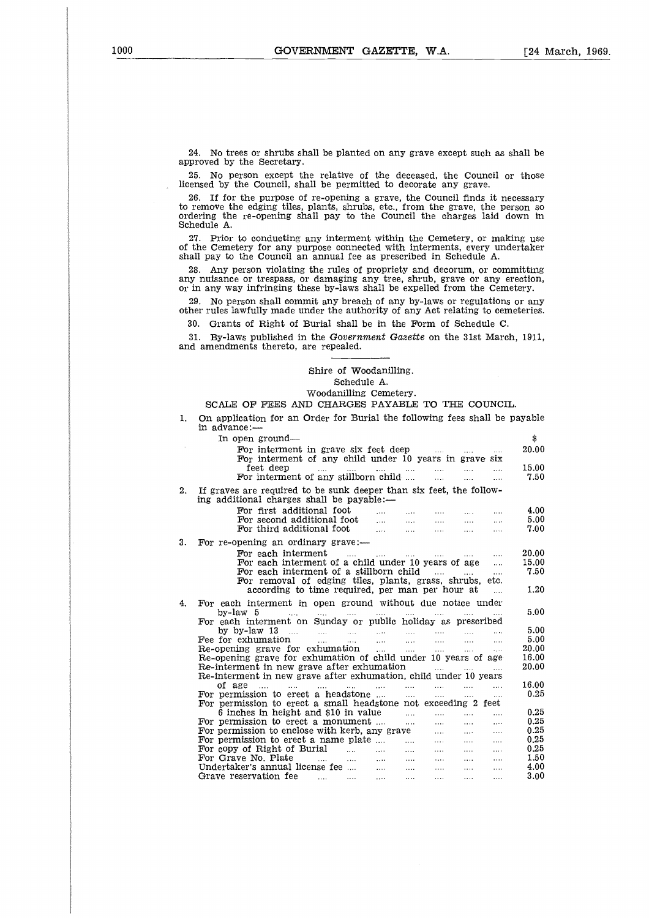24. No trees or shrubs shall be planted on any grave except such as shall be approved by the Secretary.

25. No person except the relative of the deceased, the Council or those licensed by the Council, shall be permitted to decorate any grave.

26. If for the purpose of re-opening a grave, the Council finds it necessary to remove the edging tiles, plants, shrubs, etc., from the grave, the person so ordering the re-opening shall pay to the Council the charges laid down in Schedule A.

27. Prior to conducting any interment within the Cemetery, or making use of the Cemetery for any purpose connected with interments, every undertaker shall pay to the Council an annual fee as prescribed in Schedule A.

28. Any person violating the rules of propriety and decorum, or committing any nuisance or trespass, or damaging any tree, shrub, grave or any erection, or in any way infringing these by-laws shall be expelled from the Cemetery.

29. No person shall commit any breach of any by-laws or regulations or any other rules lawfully made under the authority of any Act relating to cemeteries.

30. Grants of Right of Burial shall be in the Form of Schedule C.

31. By-laws published in the *Government Gazette* on the 31st March, 1911, and amendments thereto, are repealed.

---

Shire of Woodanilling.

Schedule A.

Woodanilling Cemetery.

SCALE OF FEES AND CHARGES PAYABLE TO THE COUNCIL.

| | | $ |
|---|---|---|
| 1. | On application for an Order for Burial the following fees shall be payable in advance:— | |
| | In open ground— | |
| | For interment in grave six feet deep | 20.00 |
| | For interment of any child under 10 years in grave six feet deep | 15.00 |
| | For interment of any stillborn child | 7.50 |
| 2. | If graves are required to be sunk deeper than six feet, the following additional charges shall be payable:— | |
| | For first additional foot | 4.00 |
| | For second additional foot | 5.00 |
| | For third additional foot | 7.00 |
| 3. | For re-opening an ordinary grave:— | |
| | For each interment | 20.00 |
| | For each interment of a child under 10 years of age | 15.00 |
| | For each interment of a stillborn child | 7.50 |
| | For removal of edging tiles, plants, grass, shrubs, etc. according to time required, per man per hour at | 1.20 |
| 4. | For each interment in open ground without due notice under by-law 5 | 5.00 |
| | For each interment on Sunday or public holiday as prescribed by by-law 13 | 5.00 |
| | Fee for exhumation | 5.00 |
| | Re-opening grave for exhumation | 20.00 |
| | Re-opening grave for exhumation of child under 10 years of age | 16.00 |
| | Re-interment in new grave after exhumation | 20.00 |
| | Re-interment in new grave after exhumation, child under 10 years of age | 16.00 |
| | For permission to erect a headstone | 0.25 |
| | For permission to erect a small headstone not exceeding 2 feet 6 inches in height and $10 in value | 0.25 |
| | For permission to erect a monument | 0.25 |
| | For permission to enclose with kerb, any grave | 0.25 |
| | For permission to erect a name plate | 0.25 |
| | For copy of Right of Burial | 0.25 |
| | For Grave No. Plate | 1.50 |
| | Undertaker's annual license fee | 4.00 |
| | Grave reservation fee | 3.00 |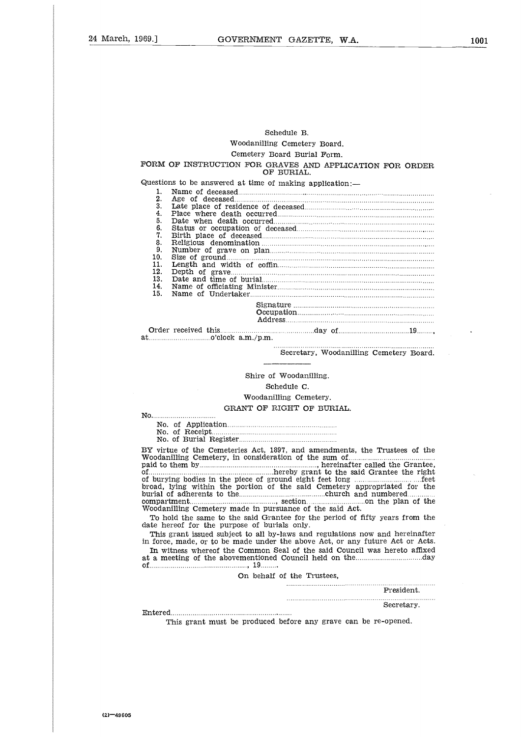Schedule B.

Woodanilling Cemetery Board.

Cemetery Board Burial Form.

FORM OF INSTRUCTION FOR GRAVES AND APPLICATION FOR ORDER OF BURIAL.

Questions to be answered at time of making application:—

1. Name of deceased..............................................................................................
2. Age of deceased..............................................................................................
3. Late place of residence of deceased..............................................................................................
4. Place where death occurred..............................................................................................
5. Date when death occurred..............................................................................................
6. Status or occupation of deceased..............................................................................................
7. Birth place of deceased..............................................................................................
8. Religious denomination..............................................................................................
9. Number of grave on plan..............................................................................................
10. Size of ground..............................................................................................
11. Length and width of coffin..............................................................................................
12. Depth of grave..............................................................................................
13. Date and time of burial..............................................................................................
14. Name of officiating Minister..............................................................................................
15. Name of Undertaker..............................................................................................

Signature ..............................................................................
Occupation..............................................................................
Address..............................................................................

Order received this..............................................day of..................................19........, at..............................o'clock a.m./p.m.

..............................................................................
Secretary, Woodanilling Cemetery Board.

---

Shire of Woodanilling.

Schedule C.

Woodanilling Cemetery.

GRANT OF RIGHT OF BURIAL.

No................................

No. of Application.......................................................
No. of Receipt.......................................................
No. of Burial Register.......................................................

BY virtue of the Cemeteries Act, 1897, and amendments, the Trustees of the Woodanilling Cemetery, in consideration of the sum of.......................................... paid to them by.........................................................., hereinafter called the Grantee, of..........................................................hereby grant to the said Grantee the right of burying bodies in the piece of ground eight feet long ..............................feet broad, lying within the portion of the said Cemetery appropriated for the burial of adherents to the..........................................church and numbered.............. compartment.........................................., section............................on the plan of the Woodanilling Cemetery made in pursuance of the said Act.

To hold the same to the said Grantee for the period of fifty years from the date hereof for the purpose of burials only.

This grant issued subject to all by-laws and regulations now and hereinafter in force, made, or to be made under the above Act, or any future Act or Acts.

In witness whereof the Common Seal of the said Council was hereto affixed at a meeting of the abovementioned Council held on the................................day of................................................, 19........

On behalf of the Trustees,

..............................................................................
President.

..............................................................................
Secretary.

Entered..........................................................

This grant must be produced before any grave can be re-opened.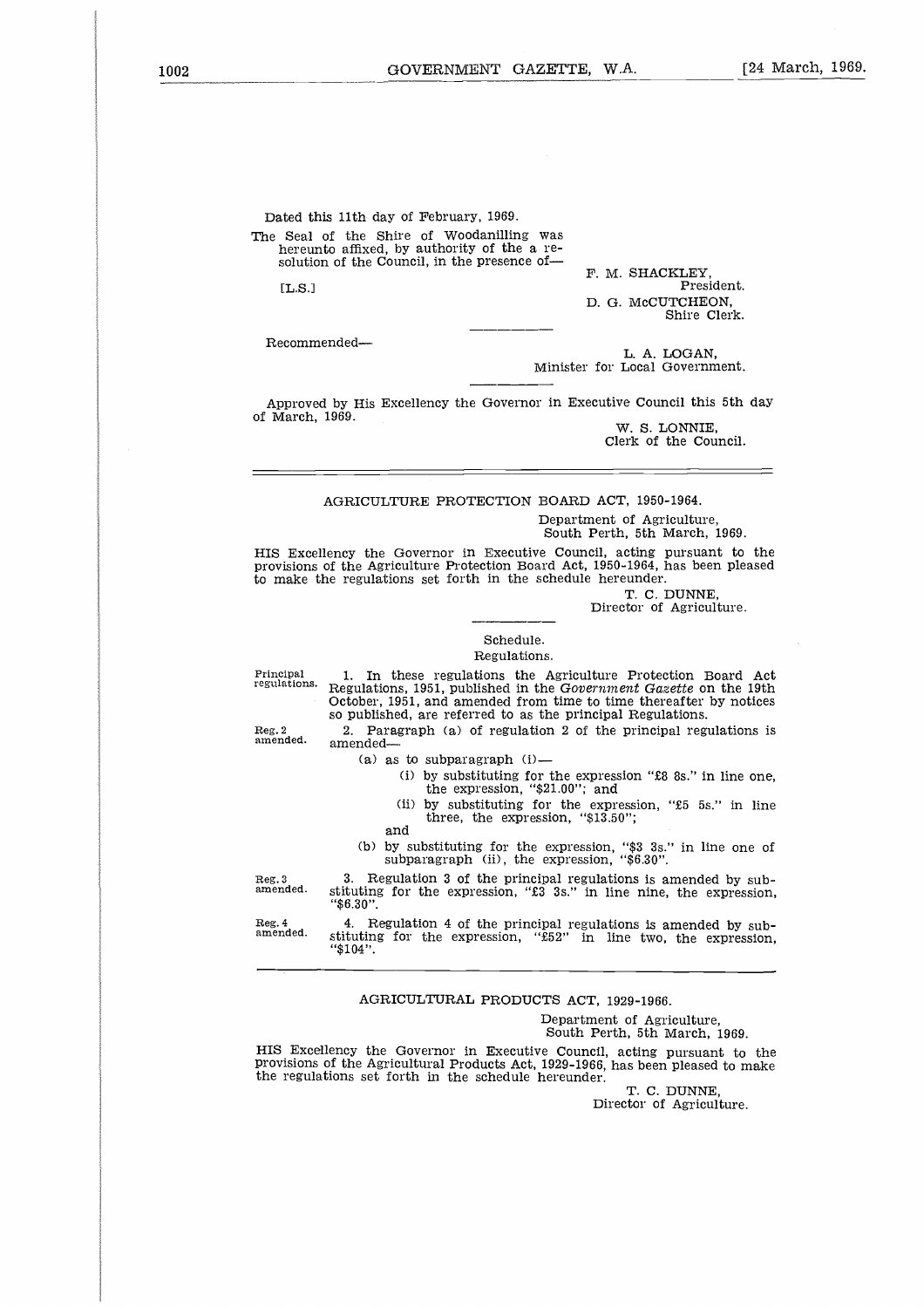Dated this 11th day of February, 1969.

The Seal of the Shire of Woodanilling was hereunto affixed, by authority of the a resolution of the Council, in the presence of—

[L.S.]

F. M. SHACKLEY,
President.

D. G. McCUTCHEON,
Shire Clerk.

Recommended—

L. A. LOGAN,
Minister for Local Government.

Approved by His Excellency the Governor in Executive Council this 5th day of March, 1969.

W. S. LONNIE,
Clerk of the Council.

---

## AGRICULTURE PROTECTION BOARD ACT, 1950-1964.

Department of Agriculture,
South Perth, 5th March, 1969.

HIS Excellency the Governor in Executive Council, acting pursuant to the provisions of the Agriculture Protection Board Act, 1950-1964, has been pleased to make the regulations set forth in the schedule hereunder.

T. C. DUNNE,
Director of Agriculture.

Schedule.

Regulations.

Principal regulations. 1. In these regulations the Agriculture Protection Board Act Regulations, 1951, published in the *Government Gazette* on the 19th October, 1951, and amended from time to time thereafter by notices so published, are referred to as the principal Regulations.

Reg. 2 amended. 2. Paragraph (a) of regulation 2 of the principal regulations is amended—

(a) as to subparagraph (i)—

(i) by substituting for the expression "£8 8s." in line one, the expression, "$21.00"; and

(ii) by substituting for the expression, "£5 5s." in line three, the expression, "$13.50";

and

(b) by substituting for the expression, "$3 3s." in line one of subparagraph (ii), the expression, "$6.30".

Reg. 3 amended. 3. Regulation 3 of the principal regulations is amended by substituting for the expression, "£3 3s." in line nine, the expression, "$6.30".

Reg. 4 amended. 4. Regulation 4 of the principal regulations is amended by substituting for the expression, "£52" in line two, the expression, "$104".

---

## AGRICULTURAL PRODUCTS ACT, 1929-1966.

Department of Agriculture,
South Perth, 5th March, 1969.

HIS Excellency the Governor in Executive Council, acting pursuant to the provisions of the Agricultural Products Act, 1929-1966, has been pleased to make the regulations set forth in the schedule hereunder.

T. C. DUNNE,
Director of Agriculture.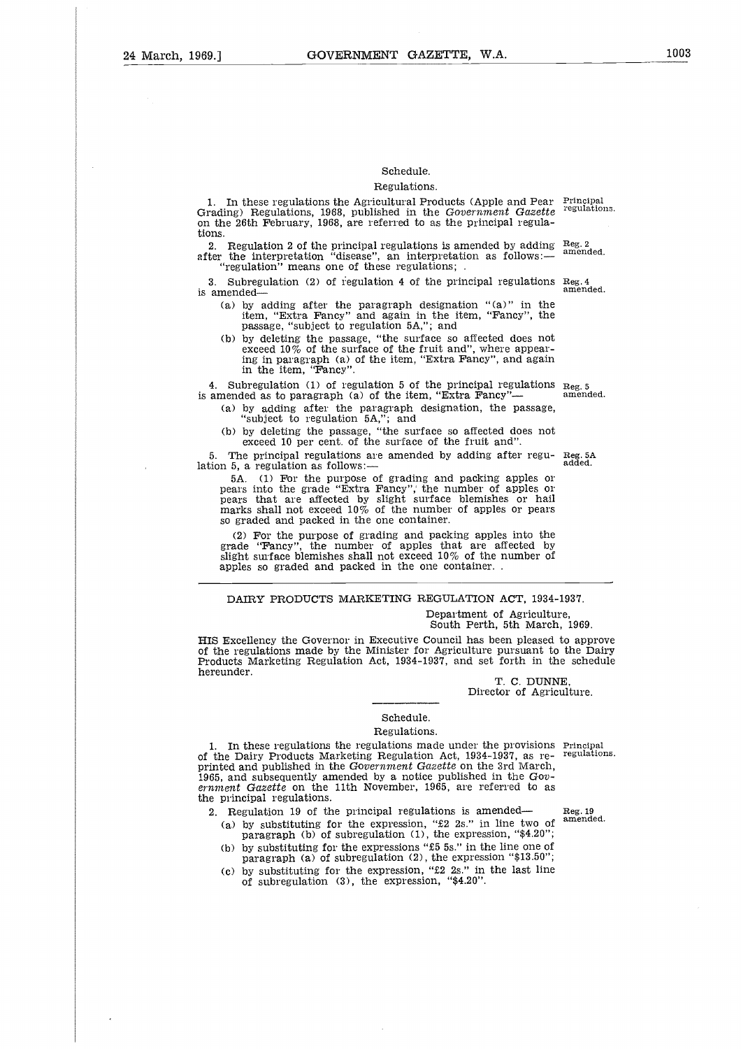Schedule.

Regulations.

1. In these regulations the Agricultural Products (Apple and Pear Grading) Regulations, 1968, published in the *Government Gazette* on the 26th February, 1968, are referred to as the principal regulations. *Principal regulations.*

2. Regulation 2 of the principal regulations is amended by adding after the interpretation "disease", an interpretation as follows:— *Reg. 2 amended.*
"regulation" means one of these regulations; .

3. Subregulation (2) of regulation 4 of the principal regulations is amended— *Reg. 4 amended.*

(a) by adding after the paragraph designation "(a)" in the item, "Extra Fancy" and again in the item, "Fancy", the passage, "subject to regulation 5A,"; and

(b) by deleting the passage, "the surface so affected does not exceed 10% of the surface of the fruit and", where appearing in paragraph (a) of the item, "Extra Fancy", and again in the item, "Fancy".

4. Subregulation (1) of regulation 5 of the principal regulations is amended as to paragraph (a) of the item, "Extra Fancy"— *Reg. 5 amended.*

(a) by adding after the paragraph designation, the passage, "subject to regulation 5A,"; and

(b) by deleting the passage, "the surface so affected does not exceed 10 per cent. of the surface of the fruit and".

5. The principal regulations are amended by adding after regulation 5, a regulation as follows:— *Reg. 5A added.*

5A. (1) For the purpose of grading and packing apples or pears into the grade "Extra Fancy", the number of apples or pears that are affected by slight surface blemishes or hail marks shall not exceed 10% of the number of apples or pears so graded and packed in the one container.

(2) For the purpose of grading and packing apples into the grade "Fancy", the number of apples that are affected by slight surface blemishes shall not exceed 10% of the number of apples so graded and packed in the one container. .

---

## DAIRY PRODUCTS MARKETING REGULATION ACT, 1934-1937.

Department of Agriculture,
South Perth, 5th March, 1969.

HIS Excellency the Governor in Executive Council has been pleased to approve of the regulations made by the Minister for Agriculture pursuant to the Dairy Products Marketing Regulation Act, 1934-1937, and set forth in the schedule hereunder.

T. C. DUNNE,
Director of Agriculture.

---

Schedule.

Regulations.

1. In these regulations the regulations made under the provisions of the Dairy Products Marketing Regulation Act, 1934-1937, as reprinted and published in the *Government Gazette* on the 3rd March, 1965, and subsequently amended by a notice published in the *Government Gazette* on the 11th November, 1965, are referred to as the principal regulations. *Principal regulations.*

2. Regulation 19 of the principal regulations is amended— *Reg. 19 amended.*

(a) by substituting for the expression, "£2 2s." in line two of paragraph (b) of subregulation (1), the expression, "$4.20";

(b) by substituting for the expressions "£5 5s." in the line one of paragraph (a) of subregulation (2), the expression "$13.50";

(c) by substituting for the expression, "£2 2s." in the last line of subregulation (3), the expression, "$4.20".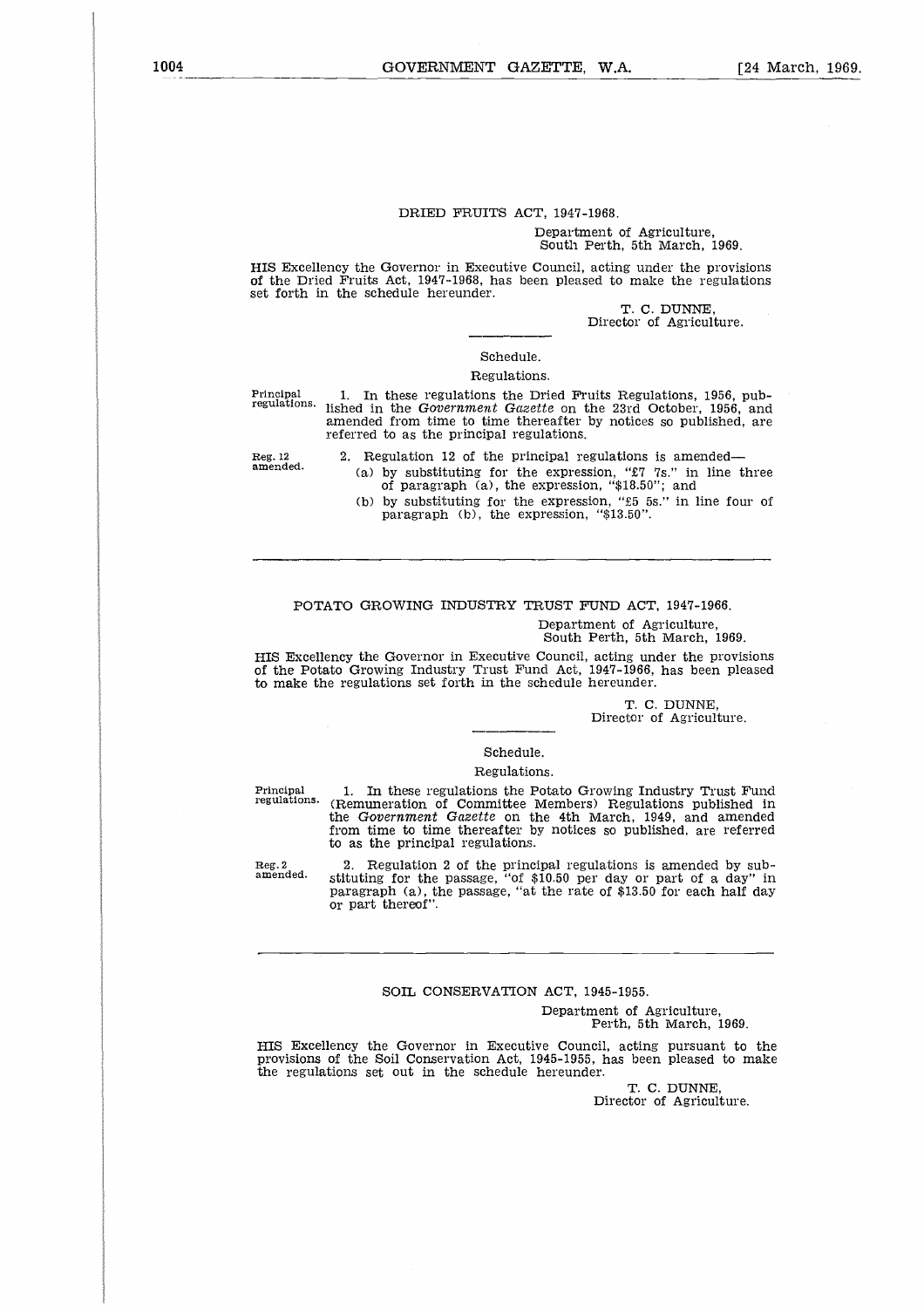## DRIED FRUITS ACT, 1947-1968.

Department of Agriculture,
South Perth, 5th March, 1969.

HIS Excellency the Governor in Executive Council, acting under the provisions of the Dried Fruits Act, 1947-1968, has been pleased to make the regulations set forth in the schedule hereunder.

T. C. DUNNE,
Director of Agriculture.

Schedule.

Regulations.

Principal regulations.

1. In these regulations the Dried Fruits Regulations, 1956, published in the *Government Gazette* on the 23rd October, 1956, and amended from time to time thereafter by notices so published, are referred to as the principal regulations.

Reg. 12 amended.

2. Regulation 12 of the principal regulations is amended—

(a) by substituting for the expression, "£7 7s." in line three of paragraph (a), the expression, "$18.50"; and

(b) by substituting for the expression, "£5 5s." in line four of paragraph (b), the expression, "$13.50".

---

## POTATO GROWING INDUSTRY TRUST FUND ACT, 1947-1966.

Department of Agriculture,
South Perth, 5th March, 1969.

HIS Excellency the Governor in Executive Council, acting under the provisions of the Potato Growing Industry Trust Fund Act, 1947-1966, has been pleased to make the regulations set forth in the schedule hereunder.

T. C. DUNNE,
Director of Agriculture.

Schedule.

Regulations.

Principal regulations.

1. In these regulations the Potato Growing Industry Trust Fund (Remuneration of Committee Members) Regulations published in the *Government Gazette* on the 4th March, 1949, and amended from time to time thereafter by notices so published, are referred to as the principal regulations.

Reg. 2 amended.

2. Regulation 2 of the principal regulations is amended by substituting for the passage, "of $10.50 per day or part of a day" in paragraph (a), the passage, "at the rate of $13.50 for each half day or part thereof".

---

## SOIL CONSERVATION ACT, 1945-1955.

Department of Agriculture,
Perth, 5th March, 1969.

HIS Excellency the Governor in Executive Council, acting pursuant to the provisions of the Soil Conservation Act, 1945-1955, has been pleased to make the regulations set out in the schedule hereunder.

T. C. DUNNE,
Director of Agriculture.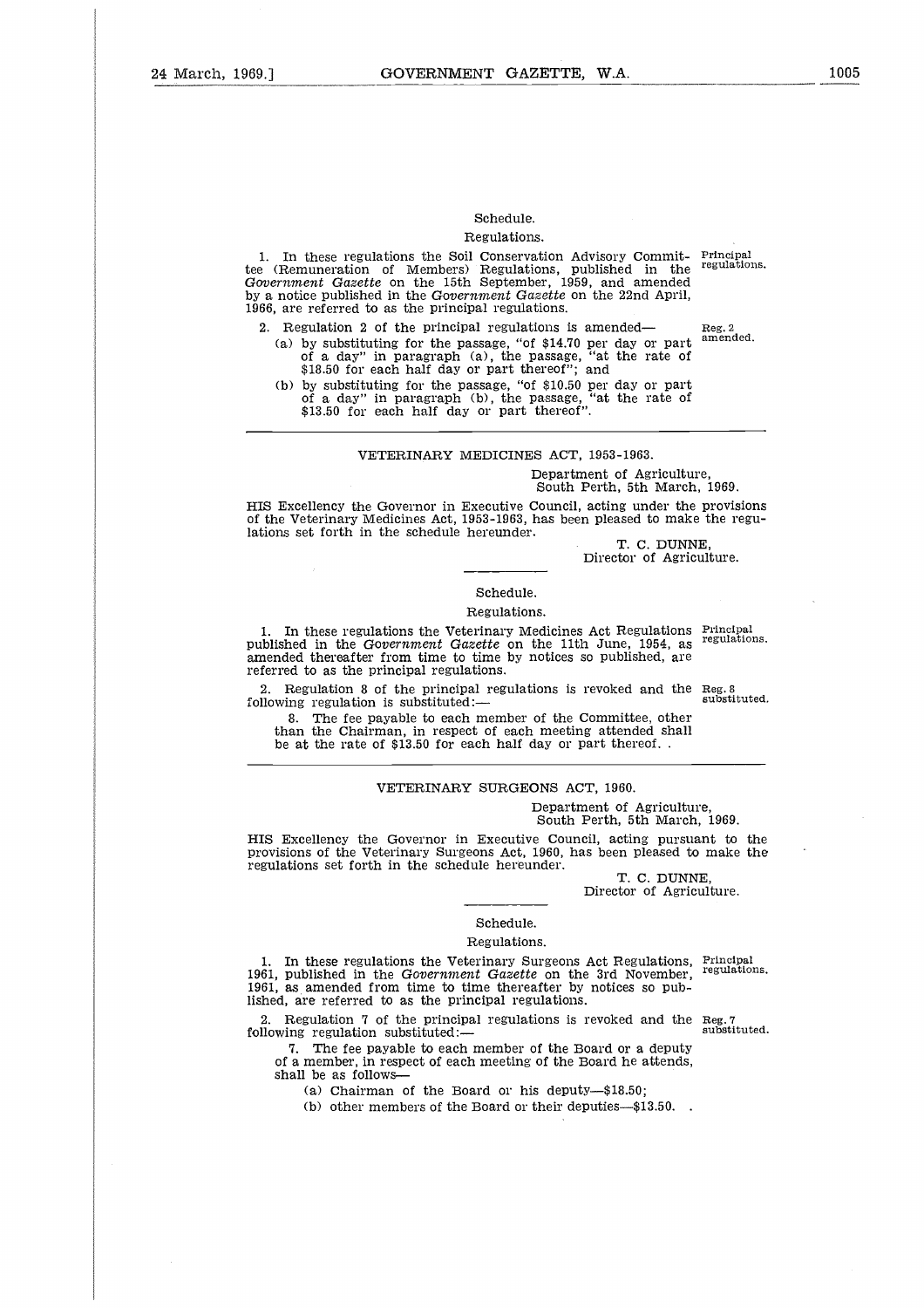Schedule.

Regulations.

1. In these regulations the Soil Conservation Advisory Committee (Remuneration of Members) Regulations, published in the *Government Gazette* on the 15th September, 1959, and amended by a notice published in the *Government Gazette* on the 22nd April, 1966, are referred to as the principal regulations.

Principal regulations.

2. Regulation 2 of the principal regulations is amended—

Reg. 2 amended.

(a) by substituting for the passage, "of $14.70 per day or part of a day" in paragraph (a), the passage, "at the rate of $18.50 for each half day or part thereof"; and

(b) by substituting for the passage, "of $10.50 per day or part of a day" in paragraph (b), the passage, "at the rate of $13.50 for each half day or part thereof".

---

VETERINARY MEDICINES ACT, 1953-1963.

Department of Agriculture,
South Perth, 5th March, 1969.

HIS Excellency the Governor in Executive Council, acting under the provisions of the Veterinary Medicines Act, 1953-1963, has been pleased to make the regulations set forth in the schedule hereunder.

T. C. DUNNE,
Director of Agriculture.

Schedule.

Regulations.

1. In these regulations the Veterinary Medicines Act Regulations published in the *Government Gazette* on the 11th June, 1954, as amended thereafter from time to time by notices so published, are referred to as the principal regulations.

Principal regulations.

2. Regulation 8 of the principal regulations is revoked and the following regulation is substituted:—

Reg. 8 substituted.

8. The fee payable to each member of the Committee, other than the Chairman, in respect of each meeting attended shall be at the rate of $13.50 for each half day or part thereof. .

---

VETERINARY SURGEONS ACT, 1960.

Department of Agriculture,
South Perth, 5th March, 1969.

HIS Excellency the Governor in Executive Council, acting pursuant to the provisions of the Veterinary Surgeons Act, 1960, has been pleased to make the regulations set forth in the schedule hereunder.

T. C. DUNNE,
Director of Agriculture.

Schedule.

Regulations.

1. In these regulations the Veterinary Surgeons Act Regulations, 1961, published in the *Government Gazette* on the 3rd November, 1961, as amended from time to time thereafter by notices so published, are referred to as the principal regulations.

Principal regulations.

2. Regulation 7 of the principal regulations is revoked and the following regulation substituted:—

Reg. 7 substituted.

7. The fee payable to each member of the Board or a deputy of a member, in respect of each meeting of the Board he attends, shall be as follows—

(a) Chairman of the Board or his deputy—$18.50;

(b) other members of the Board or their deputies—$13.50. .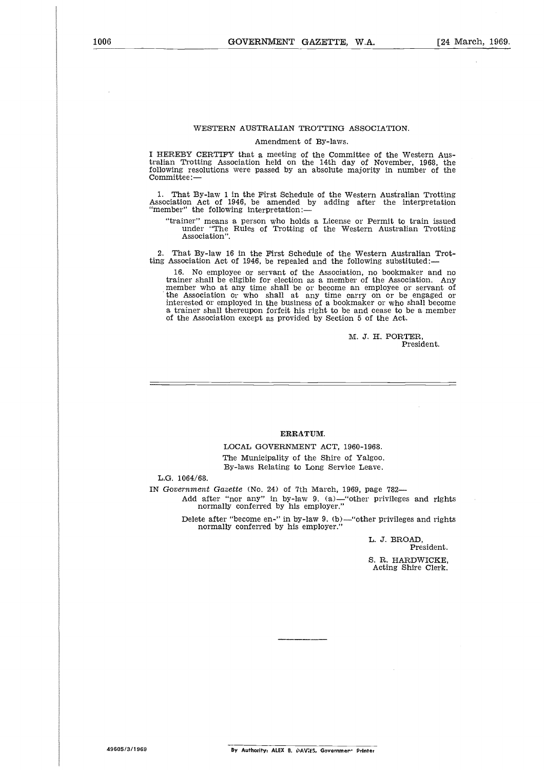## WESTERN AUSTRALIAN TROTTING ASSOCIATION.

Amendment of By-laws.

I HEREBY CERTIFY that a meeting of the Committee of the Western Australian Trotting Association held on the 14th day of November, 1968, the following resolutions were passed by an absolute majority in number of the Committee:—

1. That By-law 1 in the First Schedule of the Western Australian Trotting Association Act of 1946, be amended by adding after the interpretation "member" the following interpretation:—

"trainer" means a person who holds a License or Permit to train issued under "The Rules of Trotting of the Western Australian Trotting Association".

2. That By-law 16 in the First Schedule of the Western Australian Trotting Association Act of 1946, be repealed and the following substituted:—

16. No employee or servant of the Association, no bookmaker and no trainer shall be eligible for election as a member of the Association. Any member who at any time shall be or become an employee or servant of the Association or who shall at any time carry on or be engaged or interested or employed in the business of a bookmaker or who shall become a trainer shall thereupon forfeit his right to be and cease to be a member of the Association except as provided by Section 5 of the Act.

M. J. H. PORTER,
President.

---

## ERRATUM.

LOCAL GOVERNMENT ACT, 1960-1968.

The Municipality of the Shire of Yalgoo.

By-laws Relating to Long Service Leave.

L.G. 1064/68.

IN *Government Gazette* (No. 24) of 7th March, 1969, page 782—

Add after "nor any" in by-law 9. (a)—"other privileges and rights normally conferred by his employer."

Delete after "become en-" in by-law 9. (b)—"other privileges and rights normally conferred by his employer."

L. J. BROAD,
President.

S. R. HARDWICKE,
Acting Shire Clerk.

By Authority: ALEX B. DAVIES, Government Printer